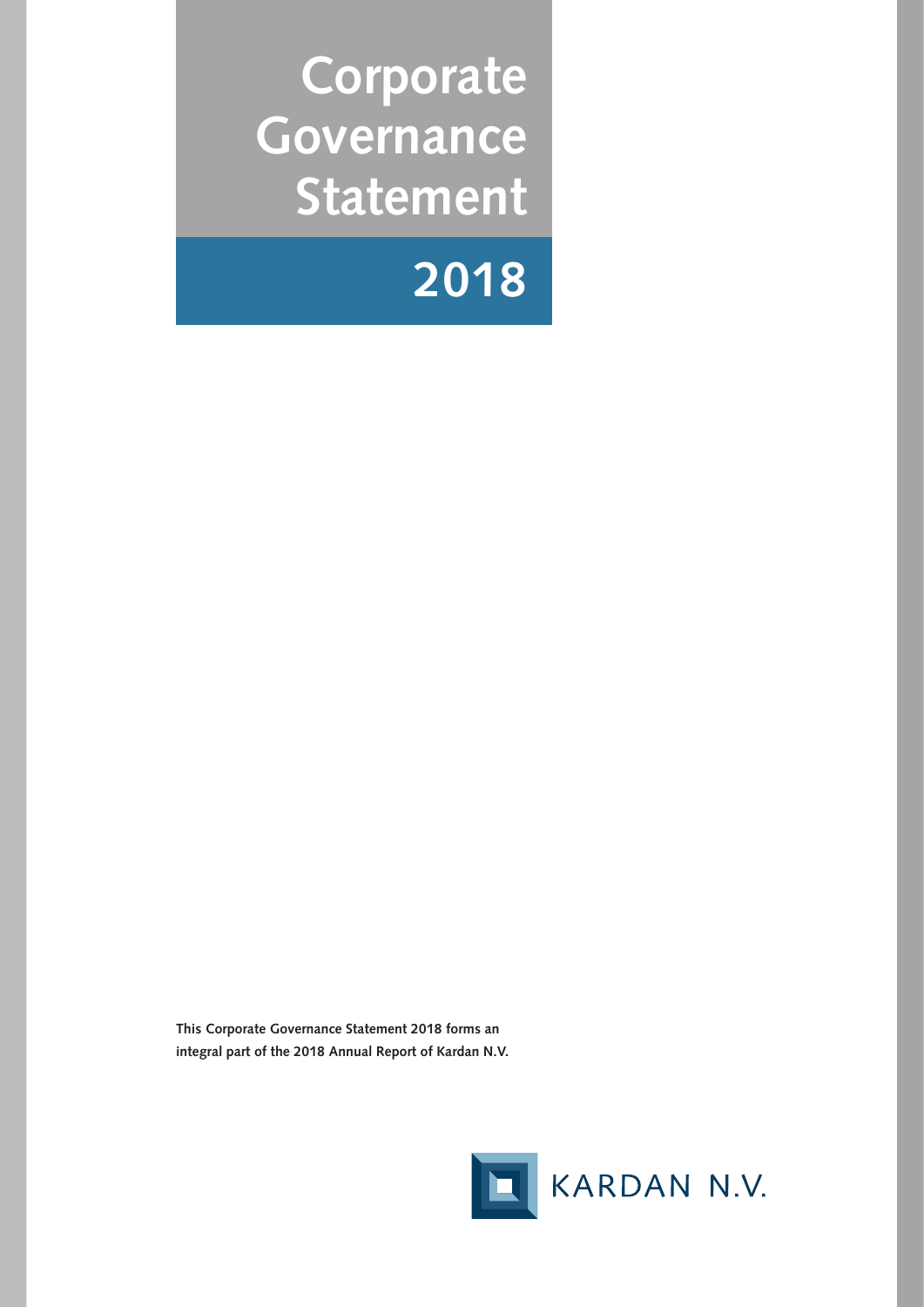# Corporate Governance Statement

# 2018

**This Corporate Governance Statement 2018 forms an integral part of the 2018 Annual Report of Kardan N.V.**

KARDAN N.V.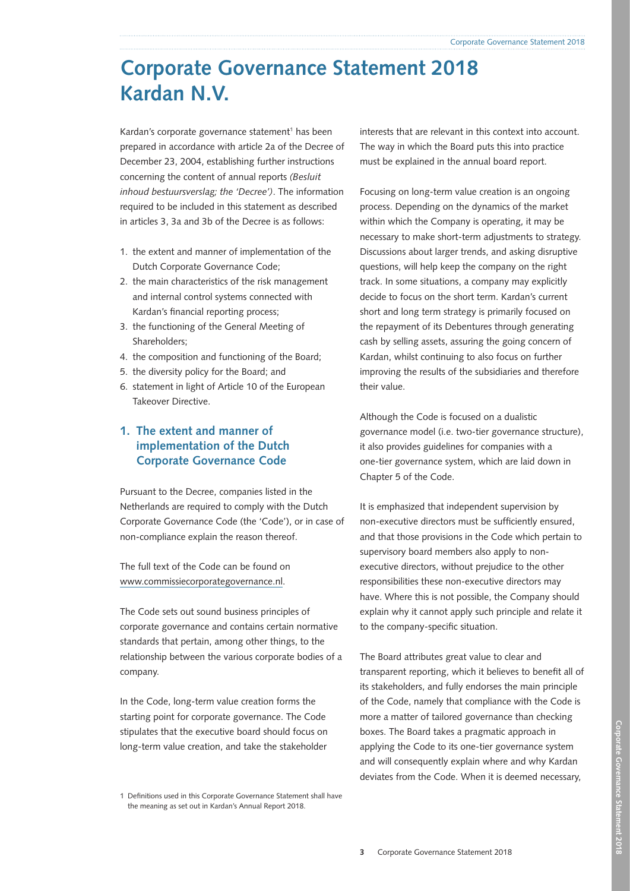# Corporate Governance Statement 2018 Kardan N.V.

Kardan's corporate governance statement[1] has been prepared in accordance with article 2a of the Decree of December 23, 2004, establishing further instructions concerning the content of annual reports *(Besluit inhoud bestuursverslag; the 'Decree')*. The information required to be included in this statement as described in articles 3, 3a and 3b of the Decree is as follows:

1. the extent and manner of implementation of the Dutch Corporate Governance Code;
2. the main characteristics of the risk management and internal control systems connected with Kardan's financial reporting process;
3. the functioning of the General Meeting of Shareholders;
4. the composition and functioning of the Board;
5. the diversity policy for the Board; and
6. statement in light of Article 10 of the European Takeover Directive.

## 1. The extent and manner of implementation of the Dutch Corporate Governance Code

Pursuant to the Decree, companies listed in the Netherlands are required to comply with the Dutch Corporate Governance Code (the 'Code'), or in case of non-compliance explain the reason thereof.

The full text of the Code can be found on www.commissiecorporategovernance.nl.

The Code sets out sound business principles of corporate governance and contains certain normative standards that pertain, among other things, to the relationship between the various corporate bodies of a company.

In the Code, long-term value creation forms the starting point for corporate governance. The Code stipulates that the executive board should focus on long-term value creation, and take the stakeholder interests that are relevant in this context into account. The way in which the Board puts this into practice must be explained in the annual board report.

Focusing on long-term value creation is an ongoing process. Depending on the dynamics of the market within which the Company is operating, it may be necessary to make short-term adjustments to strategy. Discussions about larger trends, and asking disruptive questions, will help keep the company on the right track. In some situations, a company may explicitly decide to focus on the short term. Kardan's current short and long term strategy is primarily focused on the repayment of its Debentures through generating cash by selling assets, assuring the going concern of Kardan, whilst continuing to also focus on further improving the results of the subsidiaries and therefore their value.

Although the Code is focused on a dualistic governance model (i.e. two-tier governance structure), it also provides guidelines for companies with a one-tier governance system, which are laid down in Chapter 5 of the Code.

It is emphasized that independent supervision by non-executive directors must be sufficiently ensured, and that those provisions in the Code which pertain to supervisory board members also apply to non-executive directors, without prejudice to the other responsibilities these non-executive directors may have. Where this is not possible, the Company should explain why it cannot apply such principle and relate it to the company-specific situation.

The Board attributes great value to clear and transparent reporting, which it believes to benefit all of its stakeholders, and fully endorses the main principle of the Code, namely that compliance with the Code is more a matter of tailored governance than checking boxes. The Board takes a pragmatic approach in applying the Code to its one-tier governance system and will consequently explain where and why Kardan deviates from the Code. When it is deemed necessary,

[1] Definitions used in this Corporate Governance Statement shall have the meaning as set out in Kardan's Annual Report 2018.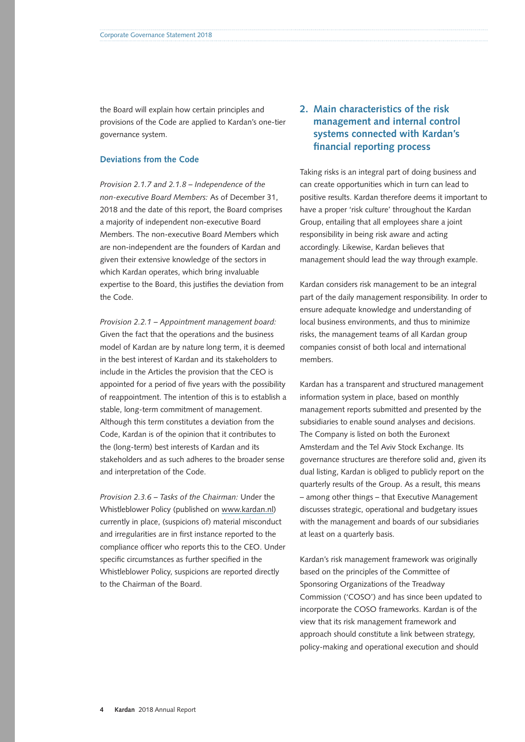the Board will explain how certain principles and provisions of the Code are applied to Kardan's one-tier governance system.

### Deviations from the Code

*Provision 2.1.7 and 2.1.8 – Independence of the non-executive Board Members:* As of December 31, 2018 and the date of this report, the Board comprises a majority of independent non-executive Board Members. The non-executive Board Members which are non-independent are the founders of Kardan and given their extensive knowledge of the sectors in which Kardan operates, which bring invaluable expertise to the Board, this justifies the deviation from the Code.

*Provision 2.2.1 – Appointment management board:* Given the fact that the operations and the business model of Kardan are by nature long term, it is deemed in the best interest of Kardan and its stakeholders to include in the Articles the provision that the CEO is appointed for a period of five years with the possibility of reappointment. The intention of this is to establish a stable, long-term commitment of management. Although this term constitutes a deviation from the Code, Kardan is of the opinion that it contributes to the (long-term) best interests of Kardan and its stakeholders and as such adheres to the broader sense and interpretation of the Code.

*Provision 2.3.6 – Tasks of the Chairman:* Under the Whistleblower Policy (published on www.kardan.nl) currently in place, (suspicions of) material misconduct and irregularities are in first instance reported to the compliance officer who reports this to the CEO. Under specific circumstances as further specified in the Whistleblower Policy, suspicions are reported directly to the Chairman of the Board.

## 2. Main characteristics of the risk management and internal control systems connected with Kardan's financial reporting process

Taking risks is an integral part of doing business and can create opportunities which in turn can lead to positive results. Kardan therefore deems it important to have a proper 'risk culture' throughout the Kardan Group, entailing that all employees share a joint responsibility in being risk aware and acting accordingly. Likewise, Kardan believes that management should lead the way through example.

Kardan considers risk management to be an integral part of the daily management responsibility. In order to ensure adequate knowledge and understanding of local business environments, and thus to minimize risks, the management teams of all Kardan group companies consist of both local and international members.

Kardan has a transparent and structured management information system in place, based on monthly management reports submitted and presented by the subsidiaries to enable sound analyses and decisions. The Company is listed on both the Euronext Amsterdam and the Tel Aviv Stock Exchange. Its governance structures are therefore solid and, given its dual listing, Kardan is obliged to publicly report on the quarterly results of the Group. As a result, this means – among other things – that Executive Management discusses strategic, operational and budgetary issues with the management and boards of our subsidiaries at least on a quarterly basis.

Kardan's risk management framework was originally based on the principles of the Committee of Sponsoring Organizations of the Treadway Commission ('COSO') and has since been updated to incorporate the COSO frameworks. Kardan is of the view that its risk management framework and approach should constitute a link between strategy, policy-making and operational execution and should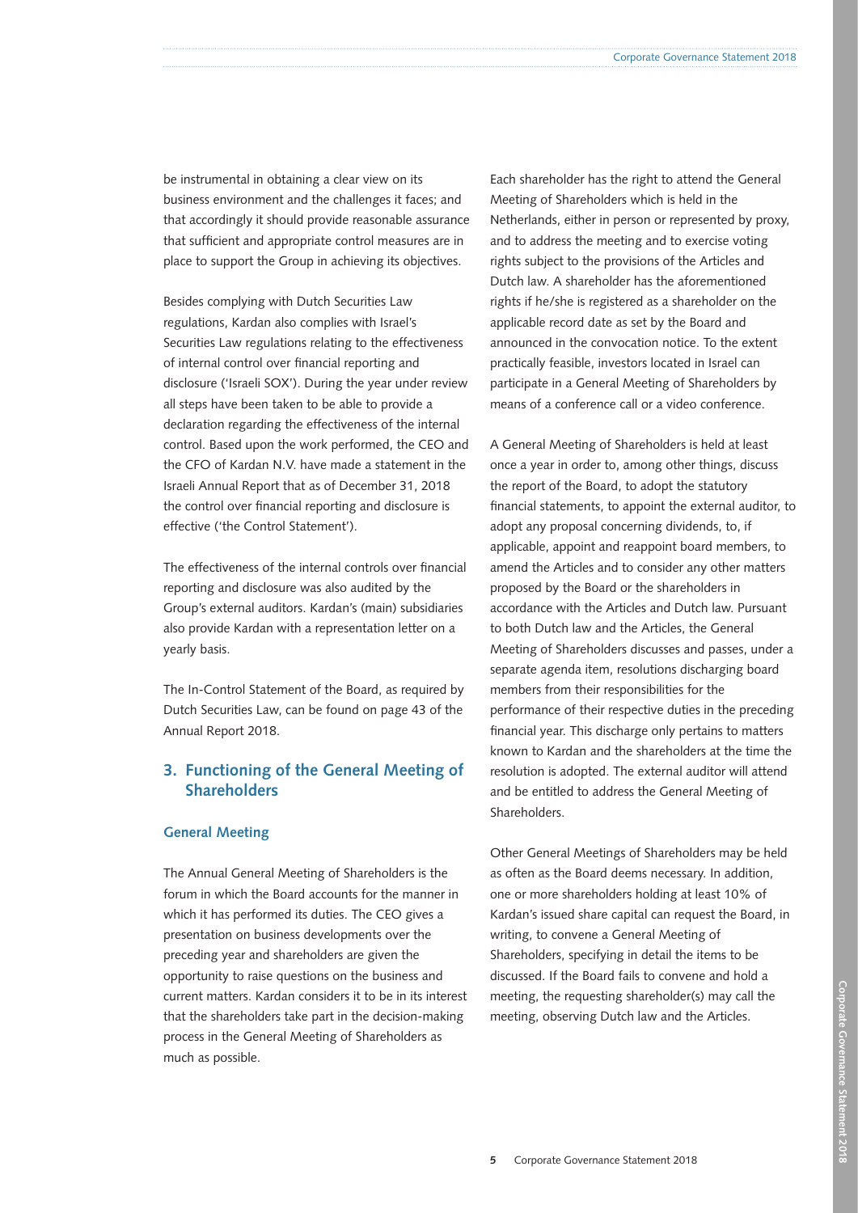be instrumental in obtaining a clear view on its business environment and the challenges it faces; and that accordingly it should provide reasonable assurance that sufficient and appropriate control measures are in place to support the Group in achieving its objectives.

Besides complying with Dutch Securities Law regulations, Kardan also complies with Israel's Securities Law regulations relating to the effectiveness of internal control over financial reporting and disclosure ('Israeli SOX'). During the year under review all steps have been taken to be able to provide a declaration regarding the effectiveness of the internal control. Based upon the work performed, the CEO and the CFO of Kardan N.V. have made a statement in the Israeli Annual Report that as of December 31, 2018 the control over financial reporting and disclosure is effective ('the Control Statement').

The effectiveness of the internal controls over financial reporting and disclosure was also audited by the Group's external auditors. Kardan's (main) subsidiaries also provide Kardan with a representation letter on a yearly basis.

The In-Control Statement of the Board, as required by Dutch Securities Law, can be found on page 43 of the Annual Report 2018.

## 3. Functioning of the General Meeting of Shareholders

### General Meeting

The Annual General Meeting of Shareholders is the forum in which the Board accounts for the manner in which it has performed its duties. The CEO gives a presentation on business developments over the preceding year and shareholders are given the opportunity to raise questions on the business and current matters. Kardan considers it to be in its interest that the shareholders take part in the decision-making process in the General Meeting of Shareholders as much as possible.

Each shareholder has the right to attend the General Meeting of Shareholders which is held in the Netherlands, either in person or represented by proxy, and to address the meeting and to exercise voting rights subject to the provisions of the Articles and Dutch law. A shareholder has the aforementioned rights if he/she is registered as a shareholder on the applicable record date as set by the Board and announced in the convocation notice. To the extent practically feasible, investors located in Israel can participate in a General Meeting of Shareholders by means of a conference call or a video conference.

A General Meeting of Shareholders is held at least once a year in order to, among other things, discuss the report of the Board, to adopt the statutory financial statements, to appoint the external auditor, to adopt any proposal concerning dividends, to, if applicable, appoint and reappoint board members, to amend the Articles and to consider any other matters proposed by the Board or the shareholders in accordance with the Articles and Dutch law. Pursuant to both Dutch law and the Articles, the General Meeting of Shareholders discusses and passes, under a separate agenda item, resolutions discharging board members from their responsibilities for the performance of their respective duties in the preceding financial year. This discharge only pertains to matters known to Kardan and the shareholders at the time the resolution is adopted. The external auditor will attend and be entitled to address the General Meeting of Shareholders.

Other General Meetings of Shareholders may be held as often as the Board deems necessary. In addition, one or more shareholders holding at least 10% of Kardan's issued share capital can request the Board, in writing, to convene a General Meeting of Shareholders, specifying in detail the items to be discussed. If the Board fails to convene and hold a meeting, the requesting shareholder(s) may call the meeting, observing Dutch law and the Articles.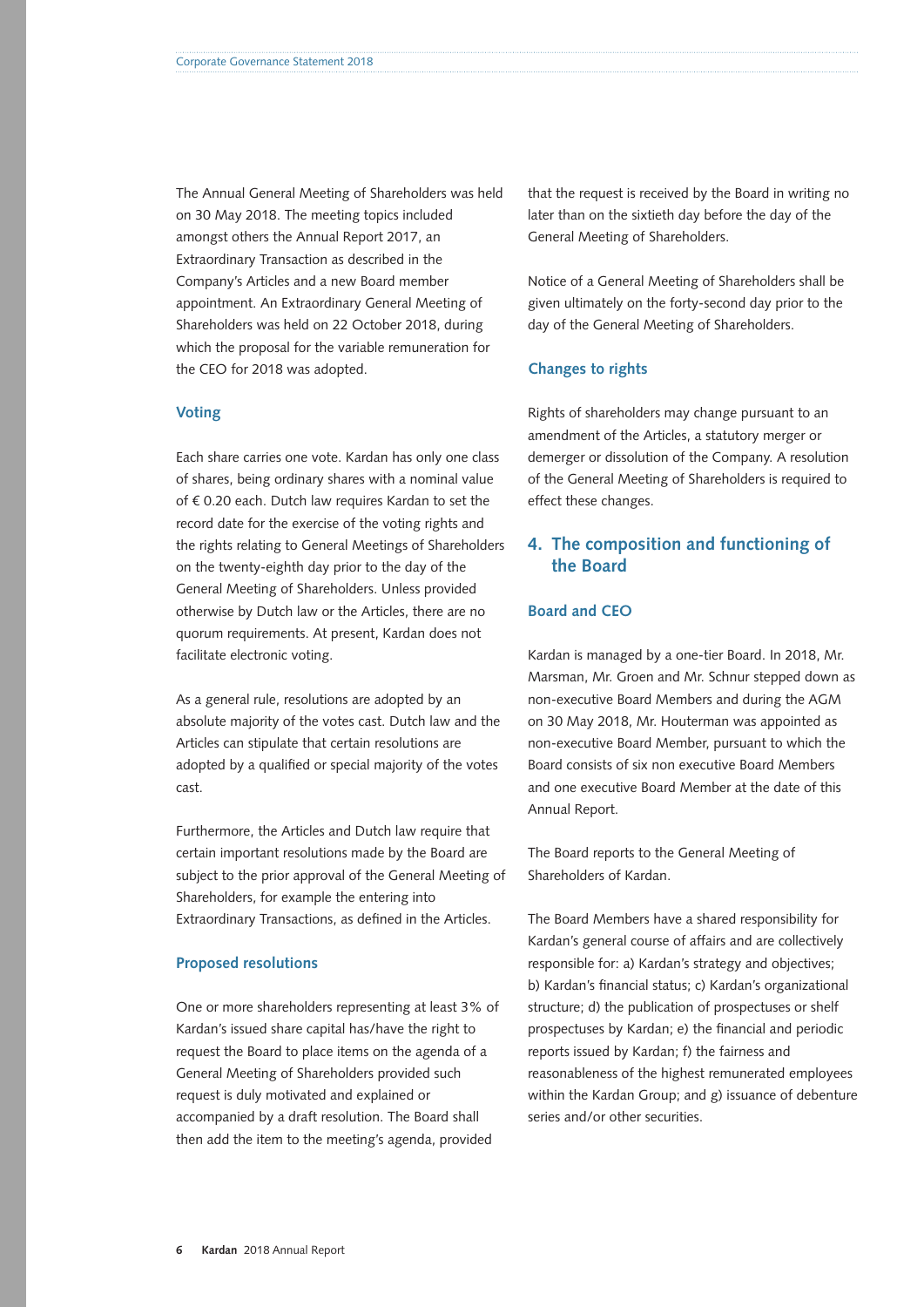The Annual General Meeting of Shareholders was held on 30 May 2018. The meeting topics included amongst others the Annual Report 2017, an Extraordinary Transaction as described in the Company's Articles and a new Board member appointment. An Extraordinary General Meeting of Shareholders was held on 22 October 2018, during which the proposal for the variable remuneration for the CEO for 2018 was adopted.

### Voting

Each share carries one vote. Kardan has only one class of shares, being ordinary shares with a nominal value of € 0.20 each. Dutch law requires Kardan to set the record date for the exercise of the voting rights and the rights relating to General Meetings of Shareholders on the twenty-eighth day prior to the day of the General Meeting of Shareholders. Unless provided otherwise by Dutch law or the Articles, there are no quorum requirements. At present, Kardan does not facilitate electronic voting.

As a general rule, resolutions are adopted by an absolute majority of the votes cast. Dutch law and the Articles can stipulate that certain resolutions are adopted by a qualified or special majority of the votes cast.

Furthermore, the Articles and Dutch law require that certain important resolutions made by the Board are subject to the prior approval of the General Meeting of Shareholders, for example the entering into Extraordinary Transactions, as defined in the Articles.

### Proposed resolutions

One or more shareholders representing at least 3% of Kardan's issued share capital has/have the right to request the Board to place items on the agenda of a General Meeting of Shareholders provided such request is duly motivated and explained or accompanied by a draft resolution. The Board shall then add the item to the meeting's agenda, provided that the request is received by the Board in writing no later than on the sixtieth day before the day of the General Meeting of Shareholders.

Notice of a General Meeting of Shareholders shall be given ultimately on the forty-second day prior to the day of the General Meeting of Shareholders.

### Changes to rights

Rights of shareholders may change pursuant to an amendment of the Articles, a statutory merger or demerger or dissolution of the Company. A resolution of the General Meeting of Shareholders is required to effect these changes.

## 4. The composition and functioning of the Board

### Board and CEO

Kardan is managed by a one-tier Board. In 2018, Mr. Marsman, Mr. Groen and Mr. Schnur stepped down as non-executive Board Members and during the AGM on 30 May 2018, Mr. Houterman was appointed as non-executive Board Member, pursuant to which the Board consists of six non executive Board Members and one executive Board Member at the date of this Annual Report.

The Board reports to the General Meeting of Shareholders of Kardan.

The Board Members have a shared responsibility for Kardan's general course of affairs and are collectively responsible for: a) Kardan's strategy and objectives; b) Kardan's financial status; c) Kardan's organizational structure; d) the publication of prospectuses or shelf prospectuses by Kardan; e) the financial and periodic reports issued by Kardan; f) the fairness and reasonableness of the highest remunerated employees within the Kardan Group; and g) issuance of debenture series and/or other securities.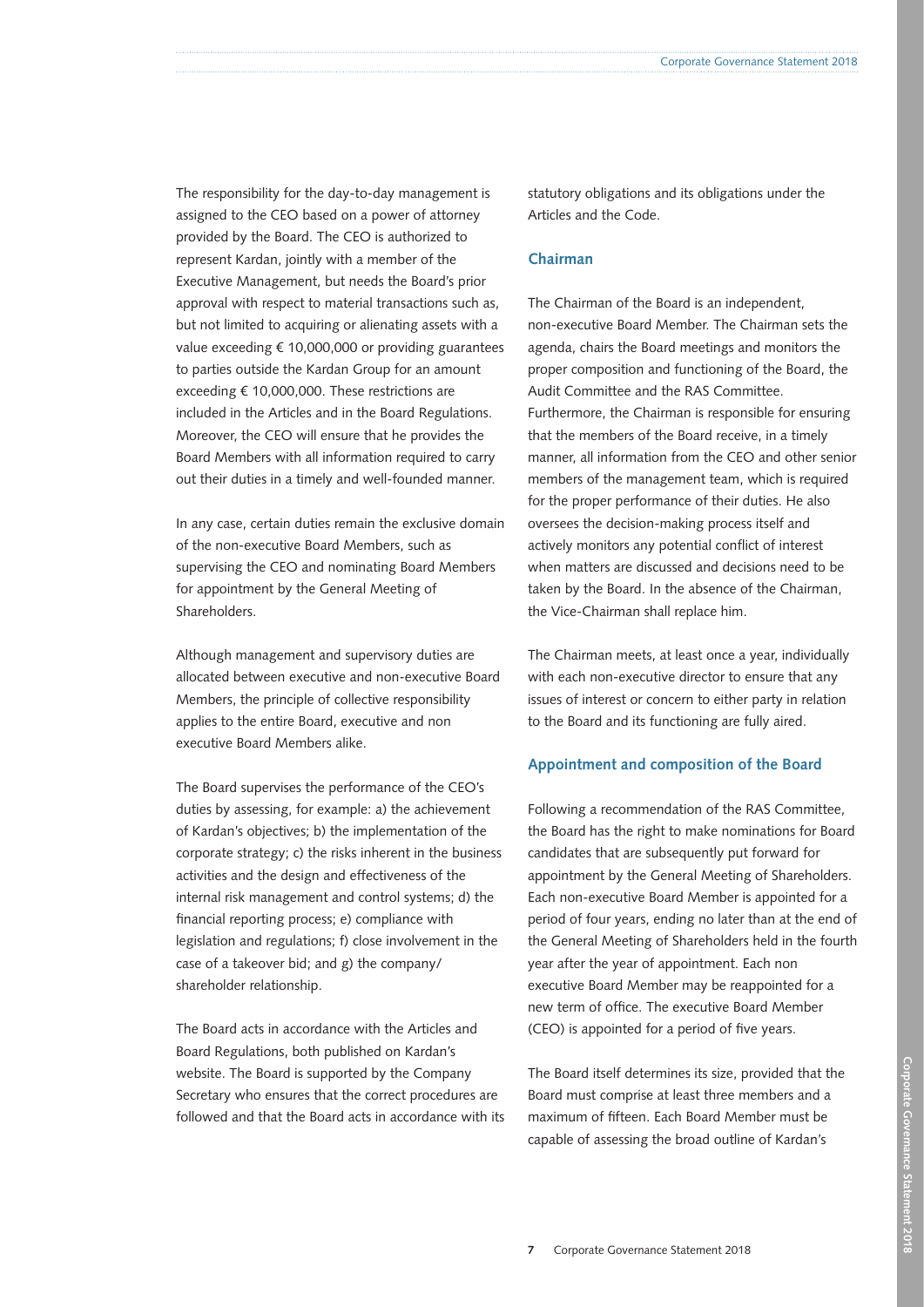The responsibility for the day-to-day management is assigned to the CEO based on a power of attorney provided by the Board. The CEO is authorized to represent Kardan, jointly with a member of the Executive Management, but needs the Board's prior approval with respect to material transactions such as, but not limited to acquiring or alienating assets with a value exceeding € 10,000,000 or providing guarantees to parties outside the Kardan Group for an amount exceeding € 10,000,000. These restrictions are included in the Articles and in the Board Regulations. Moreover, the CEO will ensure that he provides the Board Members with all information required to carry out their duties in a timely and well-founded manner.

In any case, certain duties remain the exclusive domain of the non-executive Board Members, such as supervising the CEO and nominating Board Members for appointment by the General Meeting of Shareholders.

Although management and supervisory duties are allocated between executive and non-executive Board Members, the principle of collective responsibility applies to the entire Board, executive and non executive Board Members alike.

The Board supervises the performance of the CEO's duties by assessing, for example: a) the achievement of Kardan's objectives; b) the implementation of the corporate strategy; c) the risks inherent in the business activities and the design and effectiveness of the internal risk management and control systems; d) the financial reporting process; e) compliance with legislation and regulations; f) close involvement in the case of a takeover bid; and g) the company/shareholder relationship.

The Board acts in accordance with the Articles and Board Regulations, both published on Kardan's website. The Board is supported by the Company Secretary who ensures that the correct procedures are followed and that the Board acts in accordance with its statutory obligations and its obligations under the Articles and the Code.

## Chairman

The Chairman of the Board is an independent, non-executive Board Member. The Chairman sets the agenda, chairs the Board meetings and monitors the proper composition and functioning of the Board, the Audit Committee and the RAS Committee. Furthermore, the Chairman is responsible for ensuring that the members of the Board receive, in a timely manner, all information from the CEO and other senior members of the management team, which is required for the proper performance of their duties. He also oversees the decision-making process itself and actively monitors any potential conflict of interest when matters are discussed and decisions need to be taken by the Board. In the absence of the Chairman, the Vice-Chairman shall replace him.

The Chairman meets, at least once a year, individually with each non-executive director to ensure that any issues of interest or concern to either party in relation to the Board and its functioning are fully aired.

## Appointment and composition of the Board

Following a recommendation of the RAS Committee, the Board has the right to make nominations for Board candidates that are subsequently put forward for appointment by the General Meeting of Shareholders. Each non-executive Board Member is appointed for a period of four years, ending no later than at the end of the General Meeting of Shareholders held in the fourth year after the year of appointment. Each non executive Board Member may be reappointed for a new term of office. The executive Board Member (CEO) is appointed for a period of five years.

The Board itself determines its size, provided that the Board must comprise at least three members and a maximum of fifteen. Each Board Member must be capable of assessing the broad outline of Kardan's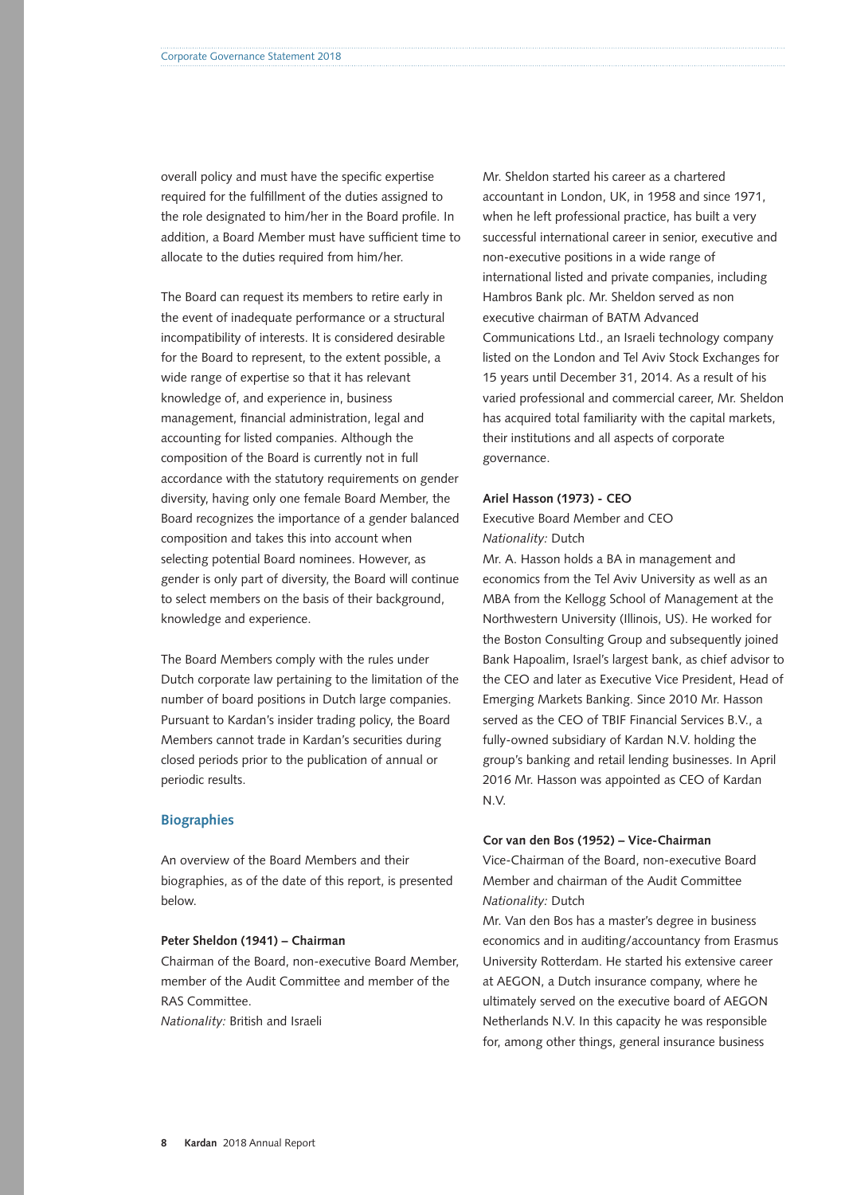overall policy and must have the specific expertise required for the fulfillment of the duties assigned to the role designated to him/her in the Board profile. In addition, a Board Member must have sufficient time to allocate to the duties required from him/her.

The Board can request its members to retire early in the event of inadequate performance or a structural incompatibility of interests. It is considered desirable for the Board to represent, to the extent possible, a wide range of expertise so that it has relevant knowledge of, and experience in, business management, financial administration, legal and accounting for listed companies. Although the composition of the Board is currently not in full accordance with the statutory requirements on gender diversity, having only one female Board Member, the Board recognizes the importance of a gender balanced composition and takes this into account when selecting potential Board nominees. However, as gender is only part of diversity, the Board will continue to select members on the basis of their background, knowledge and experience.

The Board Members comply with the rules under Dutch corporate law pertaining to the limitation of the number of board positions in Dutch large companies. Pursuant to Kardan's insider trading policy, the Board Members cannot trade in Kardan's securities during closed periods prior to the publication of annual or periodic results.

## Biographies

An overview of the Board Members and their biographies, as of the date of this report, is presented below.

**Peter Sheldon (1941) – Chairman**

Chairman of the Board, non-executive Board Member, member of the Audit Committee and member of the RAS Committee.

*Nationality:* British and Israeli

Mr. Sheldon started his career as a chartered accountant in London, UK, in 1958 and since 1971, when he left professional practice, has built a very successful international career in senior, executive and non-executive positions in a wide range of international listed and private companies, including Hambros Bank plc. Mr. Sheldon served as non executive chairman of BATM Advanced Communications Ltd., an Israeli technology company listed on the London and Tel Aviv Stock Exchanges for 15 years until December 31, 2014. As a result of his varied professional and commercial career, Mr. Sheldon has acquired total familiarity with the capital markets, their institutions and all aspects of corporate governance.

**Ariel Hasson (1973) - CEO**

Executive Board Member and CEO

*Nationality:* Dutch

Mr. A. Hasson holds a BA in management and economics from the Tel Aviv University as well as an MBA from the Kellogg School of Management at the Northwestern University (Illinois, US). He worked for the Boston Consulting Group and subsequently joined Bank Hapoalim, Israel's largest bank, as chief advisor to the CEO and later as Executive Vice President, Head of Emerging Markets Banking. Since 2010 Mr. Hasson served as the CEO of TBIF Financial Services B.V., a fully-owned subsidiary of Kardan N.V. holding the group's banking and retail lending businesses. In April 2016 Mr. Hasson was appointed as CEO of Kardan N.V.

**Cor van den Bos (1952) – Vice-Chairman**

Vice-Chairman of the Board, non-executive Board Member and chairman of the Audit Committee

*Nationality:* Dutch

Mr. Van den Bos has a master's degree in business economics and in auditing/accountancy from Erasmus University Rotterdam. He started his extensive career at AEGON, a Dutch insurance company, where he ultimately served on the executive board of AEGON Netherlands N.V. In this capacity he was responsible for, among other things, general insurance business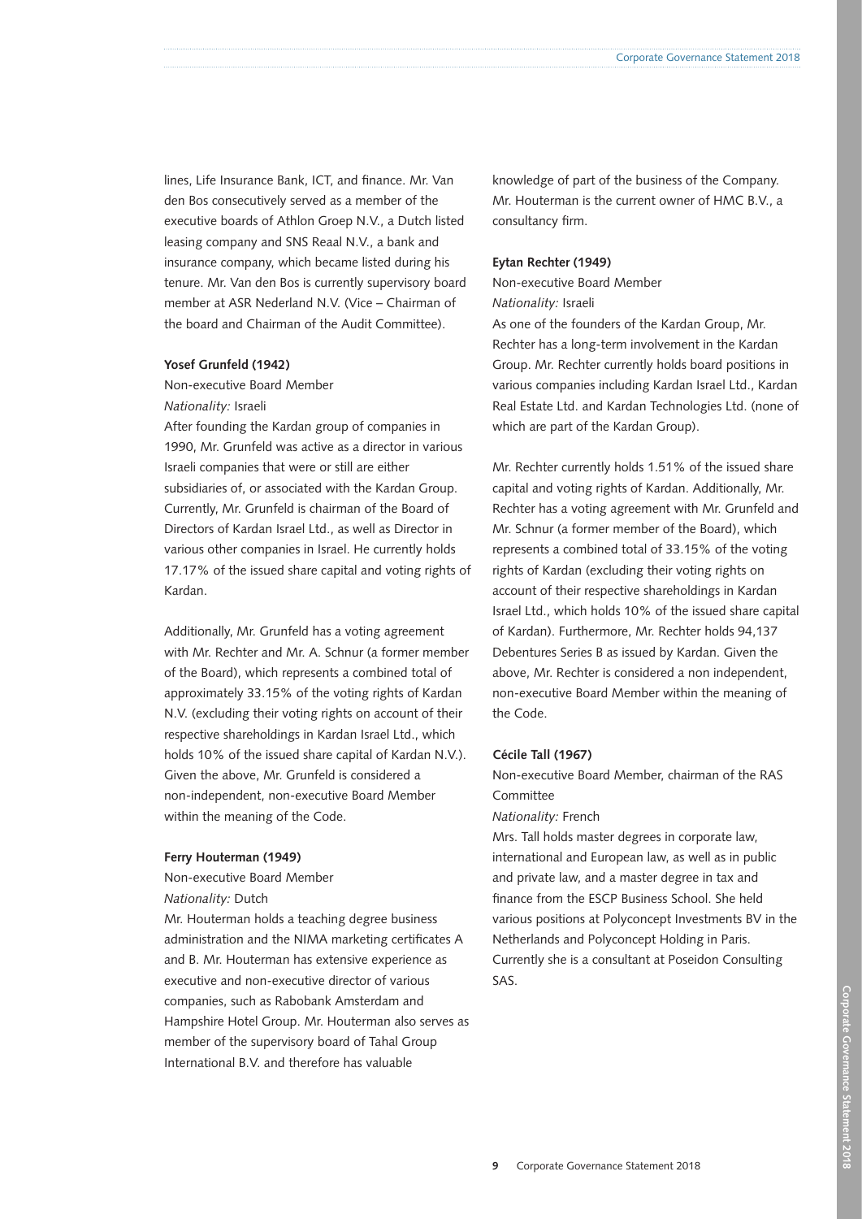lines, Life Insurance Bank, ICT, and finance. Mr. Van den Bos consecutively served as a member of the executive boards of Athlon Groep N.V., a Dutch listed leasing company and SNS Reaal N.V., a bank and insurance company, which became listed during his tenure. Mr. Van den Bos is currently supervisory board member at ASR Nederland N.V. (Vice – Chairman of the board and Chairman of the Audit Committee).

**Yosef Grunfeld (1942)**

Non-executive Board Member
*Nationality:* Israeli

After founding the Kardan group of companies in 1990, Mr. Grunfeld was active as a director in various Israeli companies that were or still are either subsidiaries of, or associated with the Kardan Group. Currently, Mr. Grunfeld is chairman of the Board of Directors of Kardan Israel Ltd., as well as Director in various other companies in Israel. He currently holds 17.17% of the issued share capital and voting rights of Kardan.

Additionally, Mr. Grunfeld has a voting agreement with Mr. Rechter and Mr. A. Schnur (a former member of the Board), which represents a combined total of approximately 33.15% of the voting rights of Kardan N.V. (excluding their voting rights on account of their respective shareholdings in Kardan Israel Ltd., which holds 10% of the issued share capital of Kardan N.V.). Given the above, Mr. Grunfeld is considered a non-independent, non-executive Board Member within the meaning of the Code.

**Ferry Houterman (1949)**

Non-executive Board Member
*Nationality:* Dutch

Mr. Houterman holds a teaching degree business administration and the NIMA marketing certificates A and B. Mr. Houterman has extensive experience as executive and non-executive director of various companies, such as Rabobank Amsterdam and Hampshire Hotel Group. Mr. Houterman also serves as member of the supervisory board of Tahal Group International B.V. and therefore has valuable knowledge of part of the business of the Company. Mr. Houterman is the current owner of HMC B.V., a consultancy firm.

**Eytan Rechter (1949)**

Non-executive Board Member
*Nationality:* Israeli

As one of the founders of the Kardan Group, Mr. Rechter has a long-term involvement in the Kardan Group. Mr. Rechter currently holds board positions in various companies including Kardan Israel Ltd., Kardan Real Estate Ltd. and Kardan Technologies Ltd. (none of which are part of the Kardan Group).

Mr. Rechter currently holds 1.51% of the issued share capital and voting rights of Kardan. Additionally, Mr. Rechter has a voting agreement with Mr. Grunfeld and Mr. Schnur (a former member of the Board), which represents a combined total of 33.15% of the voting rights of Kardan (excluding their voting rights on account of their respective shareholdings in Kardan Israel Ltd., which holds 10% of the issued share capital of Kardan). Furthermore, Mr. Rechter holds 94,137 Debentures Series B as issued by Kardan. Given the above, Mr. Rechter is considered a non independent, non-executive Board Member within the meaning of the Code.

**Cécile Tall (1967)**

Non-executive Board Member, chairman of the RAS Committee
*Nationality:* French

Mrs. Tall holds master degrees in corporate law, international and European law, as well as in public and private law, and a master degree in tax and finance from the ESCP Business School. She held various positions at Polyconcept Investments BV in the Netherlands and Polyconcept Holding in Paris. Currently she is a consultant at Poseidon Consulting SAS.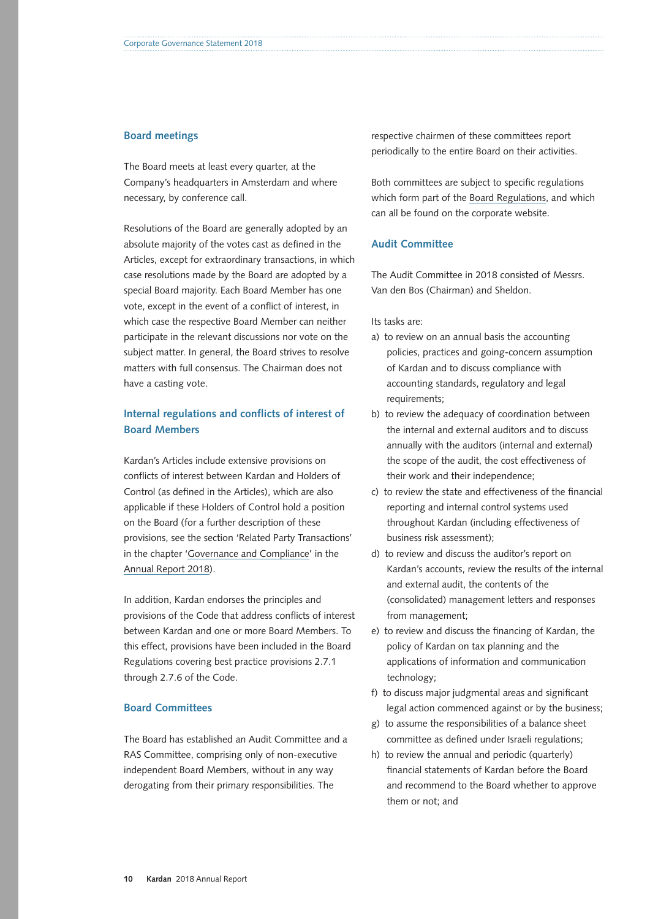## Board meetings

The Board meets at least every quarter, at the Company's headquarters in Amsterdam and where necessary, by conference call.

Resolutions of the Board are generally adopted by an absolute majority of the votes cast as defined in the Articles, except for extraordinary transactions, in which case resolutions made by the Board are adopted by a special Board majority. Each Board Member has one vote, except in the event of a conflict of interest, in which case the respective Board Member can neither participate in the relevant discussions nor vote on the subject matter. In general, the Board strives to resolve matters with full consensus. The Chairman does not have a casting vote.

## Internal regulations and conflicts of interest of Board Members

Kardan's Articles include extensive provisions on conflicts of interest between Kardan and Holders of Control (as defined in the Articles), which are also applicable if these Holders of Control hold a position on the Board (for a further description of these provisions, see the section 'Related Party Transactions' in the chapter 'Governance and Compliance' in the Annual Report 2018).

In addition, Kardan endorses the principles and provisions of the Code that address conflicts of interest between Kardan and one or more Board Members. To this effect, provisions have been included in the Board Regulations covering best practice provisions 2.7.1 through 2.7.6 of the Code.

## Board Committees

The Board has established an Audit Committee and a RAS Committee, comprising only of non-executive independent Board Members, without in any way derogating from their primary responsibilities. The respective chairmen of these committees report periodically to the entire Board on their activities.

Both committees are subject to specific regulations which form part of the Board Regulations, and which can all be found on the corporate website.

## Audit Committee

The Audit Committee in 2018 consisted of Messrs. Van den Bos (Chairman) and Sheldon.

Its tasks are:

a) to review on an annual basis the accounting policies, practices and going-concern assumption of Kardan and to discuss compliance with accounting standards, regulatory and legal requirements;
b) to review the adequacy of coordination between the internal and external auditors and to discuss annually with the auditors (internal and external) the scope of the audit, the cost effectiveness of their work and their independence;
c) to review the state and effectiveness of the financial reporting and internal control systems used throughout Kardan (including effectiveness of business risk assessment);
d) to review and discuss the auditor's report on Kardan's accounts, review the results of the internal and external audit, the contents of the (consolidated) management letters and responses from management;
e) to review and discuss the financing of Kardan, the policy of Kardan on tax planning and the applications of information and communication technology;
f) to discuss major judgmental areas and significant legal action commenced against or by the business;
g) to assume the responsibilities of a balance sheet committee as defined under Israeli regulations;
h) to review the annual and periodic (quarterly) financial statements of Kardan before the Board and recommend to the Board whether to approve them or not; and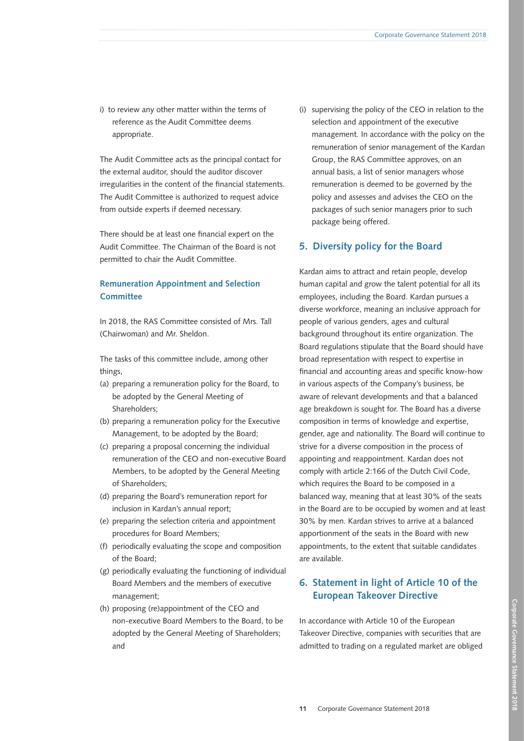i) to review any other matter within the terms of reference as the Audit Committee deems appropriate.

The Audit Committee acts as the principal contact for the external auditor, should the auditor discover irregularities in the content of the financial statements. The Audit Committee is authorized to request advice from outside experts if deemed necessary.

There should be at least one financial expert on the Audit Committee. The Chairman of the Board is not permitted to chair the Audit Committee.

### Remuneration Appointment and Selection Committee

In 2018, the RAS Committee consisted of Mrs. Tall (Chairwoman) and Mr. Sheldon.

The tasks of this committee include, among other things,

(a) preparing a remuneration policy for the Board, to be adopted by the General Meeting of Shareholders;
(b) preparing a remuneration policy for the Executive Management, to be adopted by the Board;
(c) preparing a proposal concerning the individual remuneration of the CEO and non-executive Board Members, to be adopted by the General Meeting of Shareholders;
(d) preparing the Board's remuneration report for inclusion in Kardan's annual report;
(e) preparing the selection criteria and appointment procedures for Board Members;
(f) periodically evaluating the scope and composition of the Board;
(g) periodically evaluating the functioning of individual Board Members and the members of executive management;
(h) proposing (re)appointment of the CEO and non-executive Board Members to the Board, to be adopted by the General Meeting of Shareholders; and
(i) supervising the policy of the CEO in relation to the selection and appointment of the executive management. In accordance with the policy on the remuneration of senior management of the Kardan Group, the RAS Committee approves, on an annual basis, a list of senior managers whose remuneration is deemed to be governed by the policy and assesses and advises the CEO on the packages of such senior managers prior to such package being offered.

## 5. Diversity policy for the Board

Kardan aims to attract and retain people, develop human capital and grow the talent potential for all its employees, including the Board. Kardan pursues a diverse workforce, meaning an inclusive approach for people of various genders, ages and cultural background throughout its entire organization. The Board regulations stipulate that the Board should have broad representation with respect to expertise in financial and accounting areas and specific know-how in various aspects of the Company's business, be aware of relevant developments and that a balanced age breakdown is sought for. The Board has a diverse composition in terms of knowledge and expertise, gender, age and nationality. The Board will continue to strive for a diverse composition in the process of appointing and reappointment. Kardan does not comply with article 2:166 of the Dutch Civil Code, which requires the Board to be composed in a balanced way, meaning that at least 30% of the seats in the Board are to be occupied by women and at least 30% by men. Kardan strives to arrive at a balanced apportionment of the seats in the Board with new appointments, to the extent that suitable candidates are available.

## 6. Statement in light of Article 10 of the European Takeover Directive

In accordance with Article 10 of the European Takeover Directive, companies with securities that are admitted to trading on a regulated market are obliged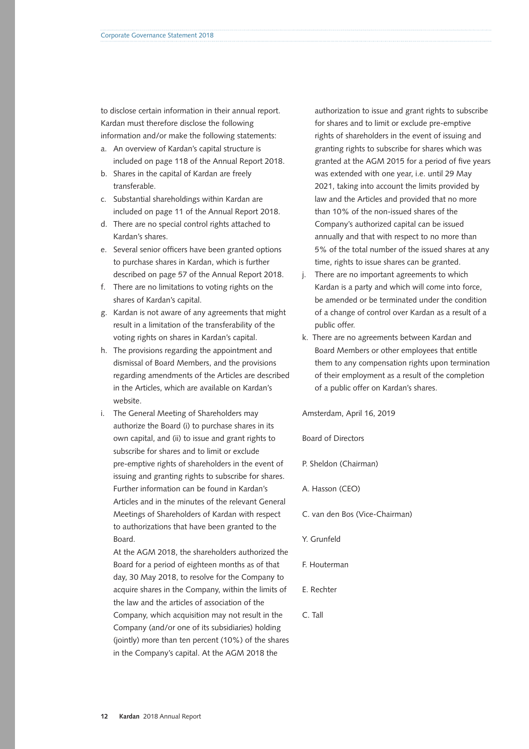to disclose certain information in their annual report. Kardan must therefore disclose the following information and/or make the following statements:

a. An overview of Kardan's capital structure is included on page 118 of the Annual Report 2018.
b. Shares in the capital of Kardan are freely transferable.
c. Substantial shareholdings within Kardan are included on page 11 of the Annual Report 2018.
d. There are no special control rights attached to Kardan's shares.
e. Several senior officers have been granted options to purchase shares in Kardan, which is further described on page 57 of the Annual Report 2018.
f. There are no limitations to voting rights on the shares of Kardan's capital.
g. Kardan is not aware of any agreements that might result in a limitation of the transferability of the voting rights on shares in Kardan's capital.
h. The provisions regarding the appointment and dismissal of Board Members, and the provisions regarding amendments of the Articles are described in the Articles, which are available on Kardan's website.
i. The General Meeting of Shareholders may authorize the Board (i) to purchase shares in its own capital, and (ii) to issue and grant rights to subscribe for shares and to limit or exclude pre-emptive rights of shareholders in the event of issuing and granting rights to subscribe for shares. Further information can be found in Kardan's Articles and in the minutes of the relevant General Meetings of Shareholders of Kardan with respect to authorizations that have been granted to the Board.

   At the AGM 2018, the shareholders authorized the Board for a period of eighteen months as of that day, 30 May 2018, to resolve for the Company to acquire shares in the Company, within the limits of the law and the articles of association of the Company, which acquisition may not result in the Company (and/or one of its subsidiaries) holding (jointly) more than ten percent (10%) of the shares in the Company's capital. At the AGM 2018 the authorization to issue and grant rights to subscribe for shares and to limit or exclude pre-emptive rights of shareholders in the event of issuing and granting rights to subscribe for shares which was granted at the AGM 2015 for a period of five years was extended with one year, i.e. until 29 May 2021, taking into account the limits provided by law and the Articles and provided that no more than 10% of the non-issued shares of the Company's authorized capital can be issued annually and that with respect to no more than 5% of the total number of the issued shares at any time, rights to issue shares can be granted.
j. There are no important agreements to which Kardan is a party and which will come into force, be amended or be terminated under the condition of a change of control over Kardan as a result of a public offer.
k. There are no agreements between Kardan and Board Members or other employees that entitle them to any compensation rights upon termination of their employment as a result of the completion of a public offer on Kardan's shares.

Amsterdam, April 16, 2019

Board of Directors

P. Sheldon (Chairman)

A. Hasson (CEO)

C. van den Bos (Vice-Chairman)

Y. Grunfeld

F. Houterman

E. Rechter

C. Tall